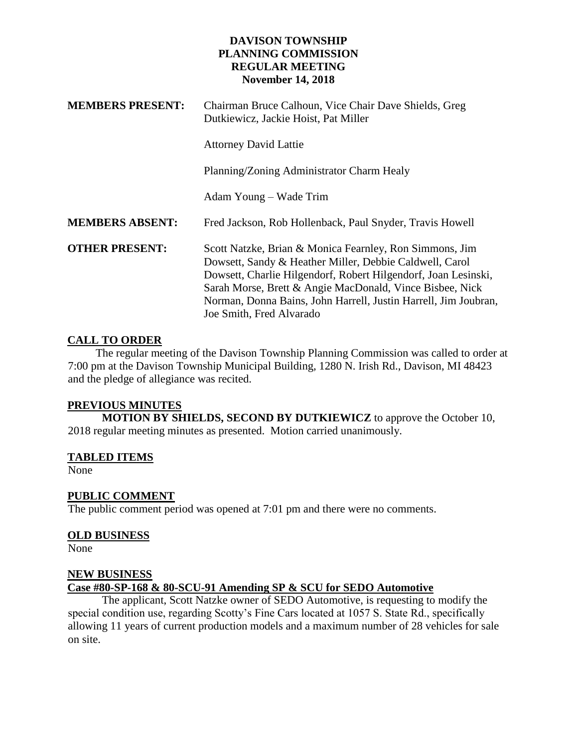# DAVISON TOWNSHIP
# PLANNING COMMISSION
# REGULAR MEETING
# November 14, 2018

**MEMBERS PRESENT:** Chairman Bruce Calhoun, Vice Chair Dave Shields, Greg Dutkiewicz, Jackie Hoist, Pat Miller

Attorney David Lattie

Planning/Zoning Administrator Charm Healy

Adam Young – Wade Trim

**MEMBERS ABSENT:** Fred Jackson, Rob Hollenback, Paul Snyder, Travis Howell

**OTHER PRESENT:** Scott Natzke, Brian & Monica Fearnley, Ron Simmons, Jim Dowsett, Sandy & Heather Miller, Debbie Caldwell, Carol Dowsett, Charlie Hilgendorf, Robert Hilgendorf, Joan Lesinski, Sarah Morse, Brett & Angie MacDonald, Vince Bisbee, Nick Norman, Donna Bains, John Harrell, Justin Harrell, Jim Joubran, Joe Smith, Fred Alvarado

## CALL TO ORDER

The regular meeting of the Davison Township Planning Commission was called to order at 7:00 pm at the Davison Township Municipal Building, 1280 N. Irish Rd., Davison, MI 48423 and the pledge of allegiance was recited.

## PREVIOUS MINUTES

**MOTION BY SHIELDS, SECOND BY DUTKIEWICZ** to approve the October 10, 2018 regular meeting minutes as presented. Motion carried unanimously.

## TABLED ITEMS

None

## PUBLIC COMMENT

The public comment period was opened at 7:01 pm and there were no comments.

## OLD BUSINESS

None

## NEW BUSINESS

### Case #80-SP-168 & 80-SCU-91 Amending SP & SCU for SEDO Automotive

The applicant, Scott Natzke owner of SEDO Automotive, is requesting to modify the special condition use, regarding Scotty's Fine Cars located at 1057 S. State Rd., specifically allowing 11 years of current production models and a maximum number of 28 vehicles for sale on site.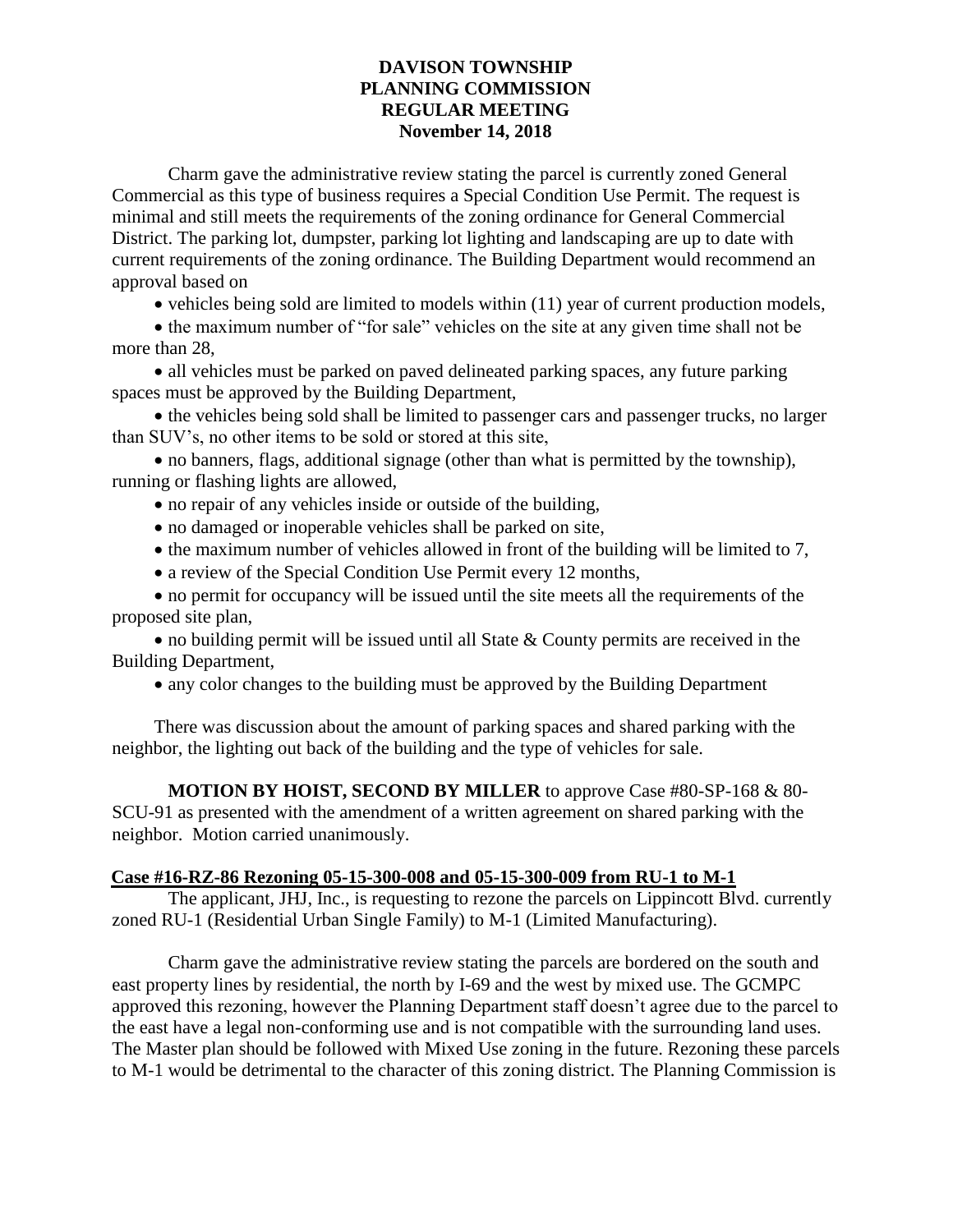# DAVISON TOWNSHIP
# PLANNING COMMISSION
# REGULAR MEETING
# November 14, 2018

Charm gave the administrative review stating the parcel is currently zoned General Commercial as this type of business requires a Special Condition Use Permit. The request is minimal and still meets the requirements of the zoning ordinance for General Commercial District. The parking lot, dumpster, parking lot lighting and landscaping are up to date with current requirements of the zoning ordinance. The Building Department would recommend an approval based on

- vehicles being sold are limited to models within (11) year of current production models,
- the maximum number of "for sale" vehicles on the site at any given time shall not be more than 28,
- all vehicles must be parked on paved delineated parking spaces, any future parking spaces must be approved by the Building Department,
- the vehicles being sold shall be limited to passenger cars and passenger trucks, no larger than SUV's, no other items to be sold or stored at this site,
- no banners, flags, additional signage (other than what is permitted by the township), running or flashing lights are allowed,
- no repair of any vehicles inside or outside of the building,
- no damaged or inoperable vehicles shall be parked on site,
- the maximum number of vehicles allowed in front of the building will be limited to 7,
- a review of the Special Condition Use Permit every 12 months,
- no permit for occupancy will be issued until the site meets all the requirements of the proposed site plan,
- no building permit will be issued until all State & County permits are received in the Building Department,
- any color changes to the building must be approved by the Building Department

There was discussion about the amount of parking spaces and shared parking with the neighbor, the lighting out back of the building and the type of vehicles for sale.

**MOTION BY HOIST, SECOND BY MILLER** to approve Case #80-SP-168 & 80-SCU-91 as presented with the amendment of a written agreement on shared parking with the neighbor. Motion carried unanimously.

**Case #16-RZ-86 Rezoning 05-15-300-008 and 05-15-300-009 from RU-1 to M-1**

The applicant, JHJ, Inc., is requesting to rezone the parcels on Lippincott Blvd. currently zoned RU-1 (Residential Urban Single Family) to M-1 (Limited Manufacturing).

Charm gave the administrative review stating the parcels are bordered on the south and east property lines by residential, the north by I-69 and the west by mixed use. The GCMPC approved this rezoning, however the Planning Department staff doesn't agree due to the parcel to the east have a legal non-conforming use and is not compatible with the surrounding land uses. The Master plan should be followed with Mixed Use zoning in the future. Rezoning these parcels to M-1 would be detrimental to the character of this zoning district. The Planning Commission is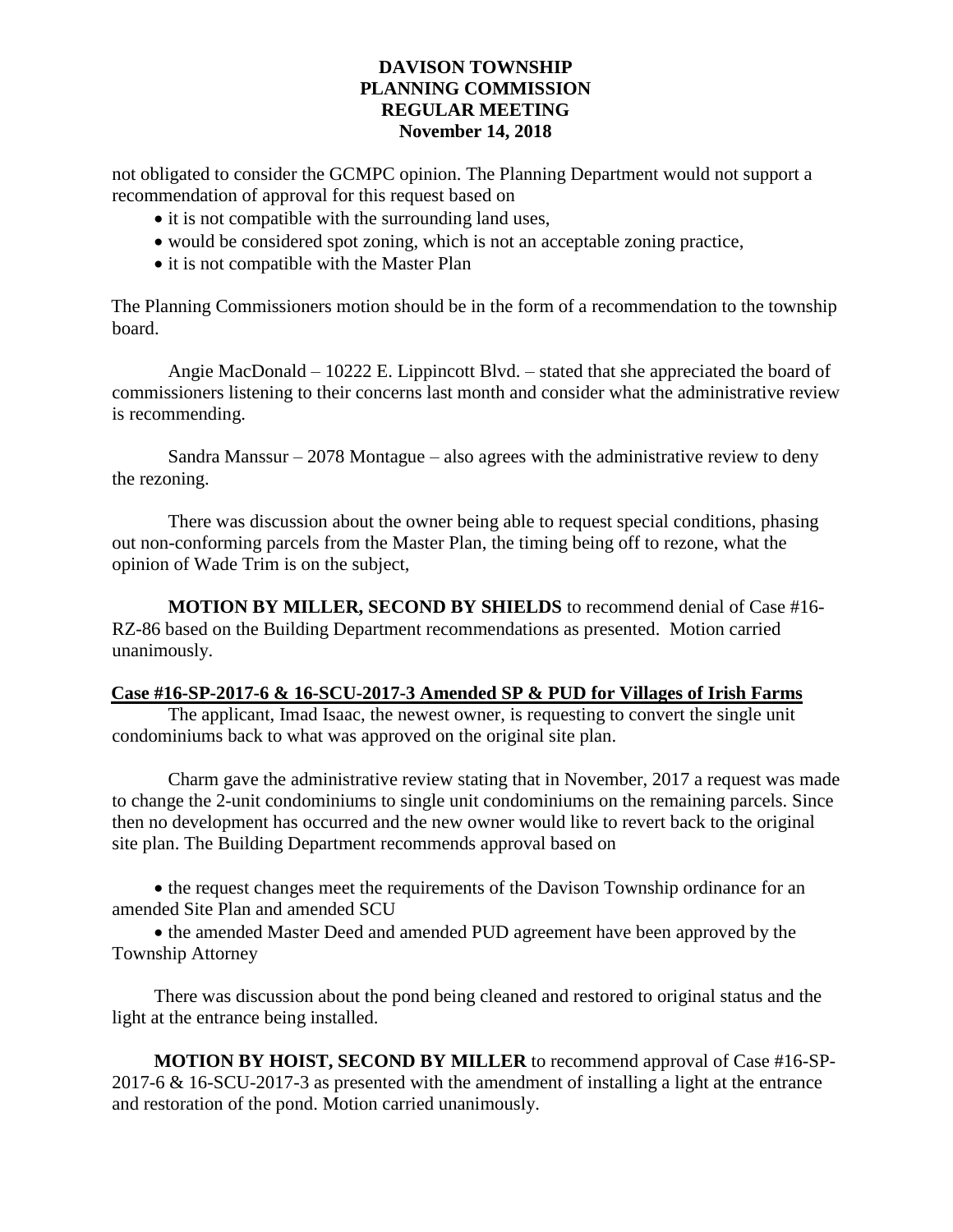not obligated to consider the GCMPC opinion. The Planning Department would not support a recommendation of approval for this request based on

- it is not compatible with the surrounding land uses,
- would be considered spot zoning, which is not an acceptable zoning practice,
- it is not compatible with the Master Plan

The Planning Commissioners motion should be in the form of a recommendation to the township board.

Angie MacDonald – 10222 E. Lippincott Blvd. – stated that she appreciated the board of commissioners listening to their concerns last month and consider what the administrative review is recommending.

Sandra Manssur – 2078 Montague – also agrees with the administrative review to deny the rezoning.

There was discussion about the owner being able to request special conditions, phasing out non-conforming parcels from the Master Plan, the timing being off to rezone, what the opinion of Wade Trim is on the subject,

**MOTION BY MILLER, SECOND BY SHIELDS** to recommend denial of Case #16-RZ-86 based on the Building Department recommendations as presented. Motion carried unanimously.

**Case #16-SP-2017-6 & 16-SCU-2017-3 Amended SP & PUD for Villages of Irish Farms**

The applicant, Imad Isaac, the newest owner, is requesting to convert the single unit condominiums back to what was approved on the original site plan.

Charm gave the administrative review stating that in November, 2017 a request was made to change the 2-unit condominiums to single unit condominiums on the remaining parcels. Since then no development has occurred and the new owner would like to revert back to the original site plan. The Building Department recommends approval based on

- the request changes meet the requirements of the Davison Township ordinance for an amended Site Plan and amended SCU
- the amended Master Deed and amended PUD agreement have been approved by the Township Attorney

There was discussion about the pond being cleaned and restored to original status and the light at the entrance being installed.

**MOTION BY HOIST, SECOND BY MILLER** to recommend approval of Case #16-SP-2017-6 & 16-SCU-2017-3 as presented with the amendment of installing a light at the entrance and restoration of the pond. Motion carried unanimously.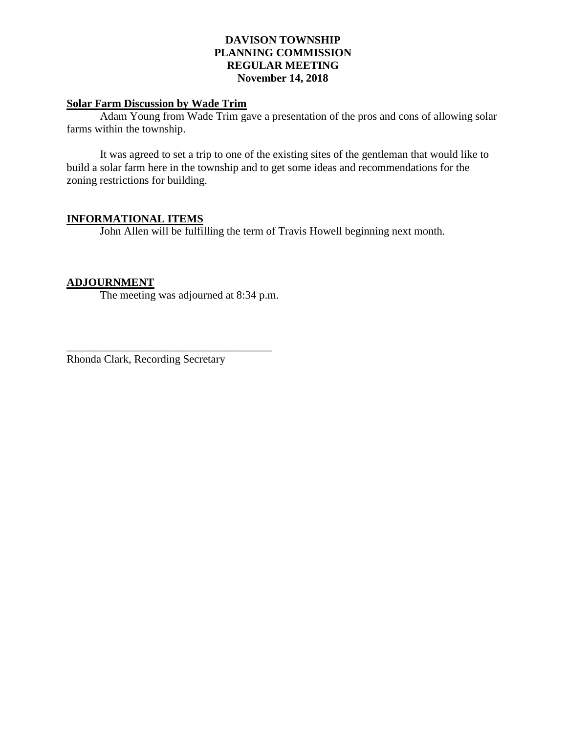**DAVISON TOWNSHIP**
**PLANNING COMMISSION**
**REGULAR MEETING**
**November 14, 2018**

**Solar Farm Discussion by Wade Trim**

Adam Young from Wade Trim gave a presentation of the pros and cons of allowing solar farms within the township.

It was agreed to set a trip to one of the existing sites of the gentleman that would like to build a solar farm here in the township and to get some ideas and recommendations for the zoning restrictions for building.

**INFORMATIONAL ITEMS**

John Allen will be fulfilling the term of Travis Howell beginning next month.

**ADJOURNMENT**

The meeting was adjourned at 8:34 p.m.

_____________________________________
Rhonda Clark, Recording Secretary